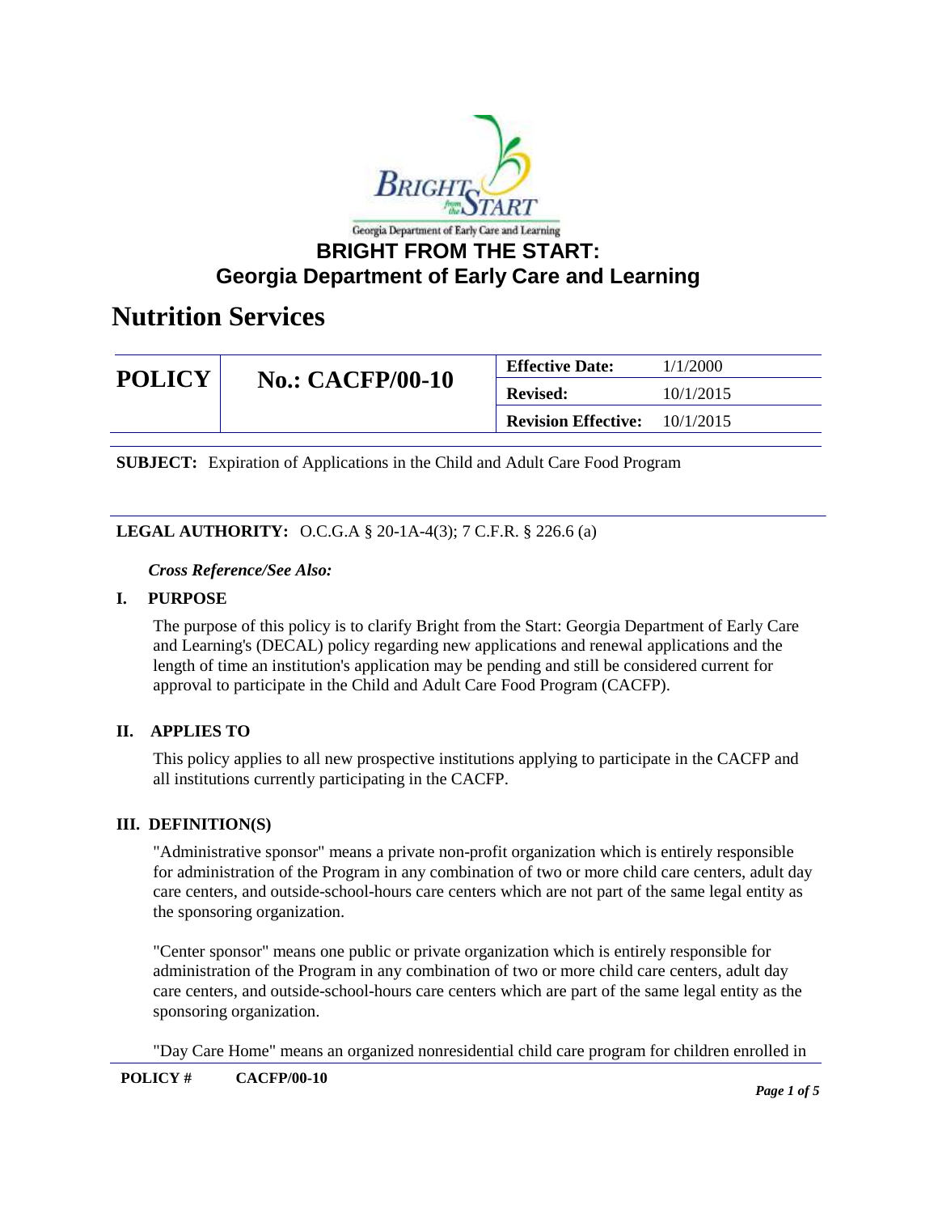Georgia Department of Early Care and Learning

# BRIGHT FROM THE START: Georgia Department of Early Care and Learning

# Nutrition Services

| POLICY | No.: CACFP/00-10 | Effective Date: | 1/1/2000 |
|---|---|---|---|
| | | Revised: | 10/1/2015 |
| | | Revision Effective: | 10/1/2015 |

**SUBJECT:** Expiration of Applications in the Child and Adult Care Food Program

**LEGAL AUTHORITY:** O.C.G.A § 20-1A-4(3); 7 C.F.R. § 226.6 (a)

***Cross Reference/See Also:***

## I. PURPOSE

The purpose of this policy is to clarify Bright from the Start: Georgia Department of Early Care and Learning's (DECAL) policy regarding new applications and renewal applications and the length of time an institution's application may be pending and still be considered current for approval to participate in the Child and Adult Care Food Program (CACFP).

## II. APPLIES TO

This policy applies to all new prospective institutions applying to participate in the CACFP and all institutions currently participating in the CACFP.

## III. DEFINITION(S)

"Administrative sponsor" means a private non-profit organization which is entirely responsible for administration of the Program in any combination of two or more child care centers, adult day care centers, and outside-school-hours care centers which are not part of the same legal entity as the sponsoring organization.

"Center sponsor" means one public or private organization which is entirely responsible for administration of the Program in any combination of two or more child care centers, adult day care centers, and outside-school-hours care centers which are part of the same legal entity as the sponsoring organization.

"Day Care Home" means an organized nonresidential child care program for children enrolled in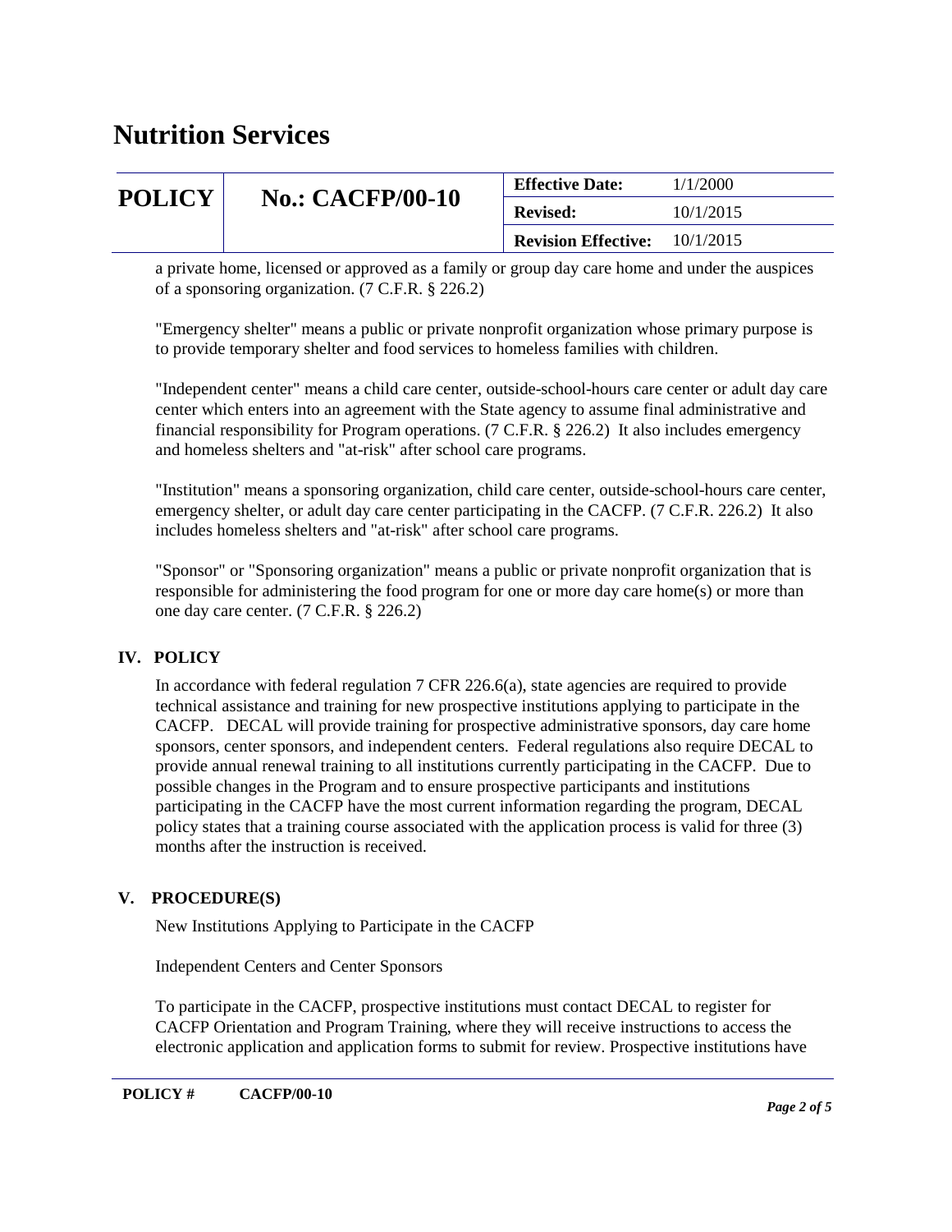a private home, licensed or approved as a family or group day care home and under the auspices of a sponsoring organization. (7 C.F.R. § 226.2)

"Emergency shelter" means a public or private nonprofit organization whose primary purpose is to provide temporary shelter and food services to homeless families with children.

"Independent center" means a child care center, outside-school-hours care center or adult day care center which enters into an agreement with the State agency to assume final administrative and financial responsibility for Program operations. (7 C.F.R. § 226.2) It also includes emergency and homeless shelters and "at-risk" after school care programs.

"Institution" means a sponsoring organization, child care center, outside-school-hours care center, emergency shelter, or adult day care center participating in the CACFP. (7 C.F.R. 226.2) It also includes homeless shelters and "at-risk" after school care programs.

"Sponsor" or "Sponsoring organization" means a public or private nonprofit organization that is responsible for administering the food program for one or more day care home(s) or more than one day care center. (7 C.F.R. § 226.2)

## IV. POLICY

In accordance with federal regulation 7 CFR 226.6(a), state agencies are required to provide technical assistance and training for new prospective institutions applying to participate in the CACFP. DECAL will provide training for prospective administrative sponsors, day care home sponsors, center sponsors, and independent centers. Federal regulations also require DECAL to provide annual renewal training to all institutions currently participating in the CACFP. Due to possible changes in the Program and to ensure prospective participants and institutions participating in the CACFP have the most current information regarding the program, DECAL policy states that a training course associated with the application process is valid for three (3) months after the instruction is received.

## V. PROCEDURE(S)

New Institutions Applying to Participate in the CACFP

Independent Centers and Center Sponsors

To participate in the CACFP, prospective institutions must contact DECAL to register for CACFP Orientation and Program Training, where they will receive instructions to access the electronic application and application forms to submit for review. Prospective institutions have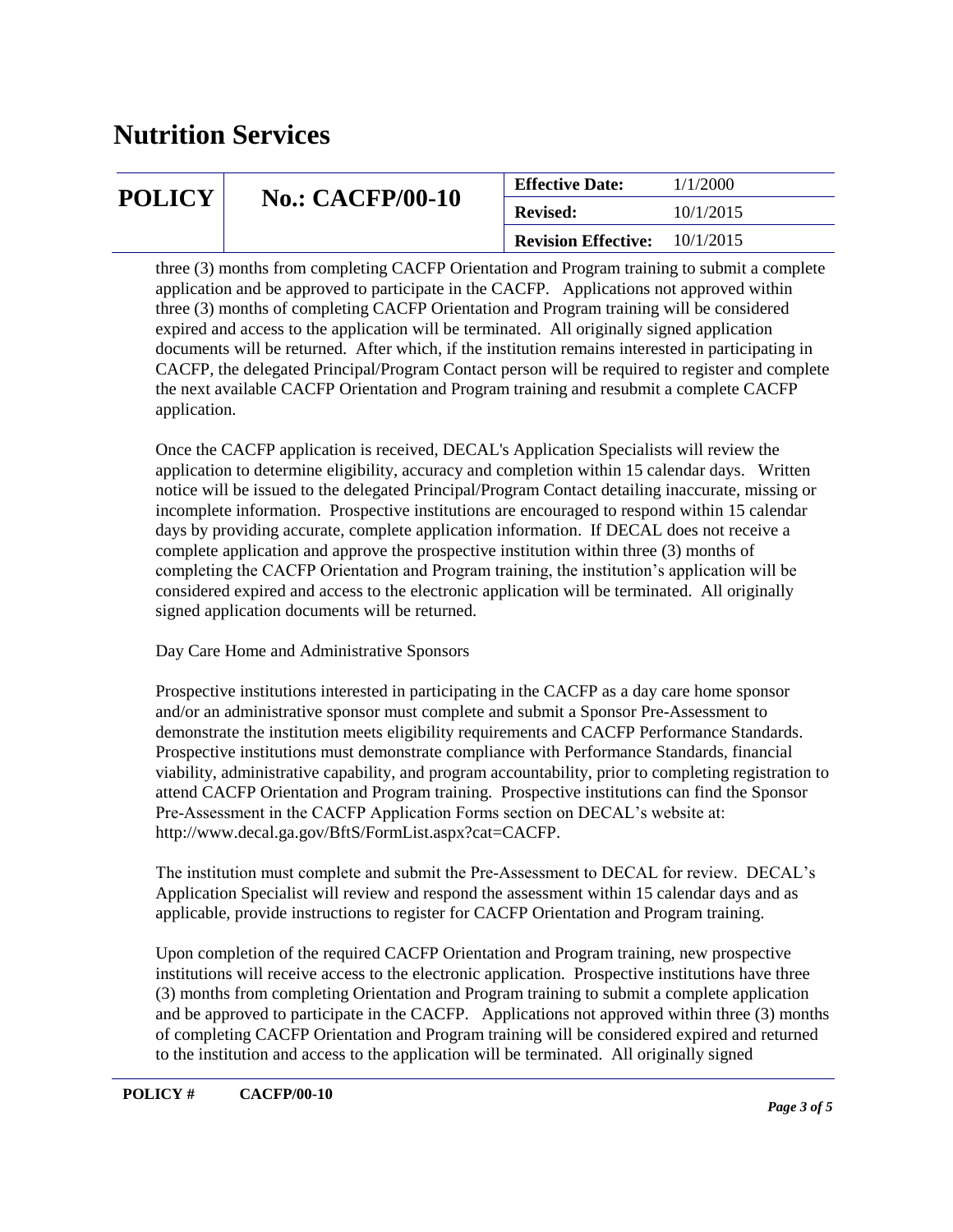three (3) months from completing CACFP Orientation and Program training to submit a complete application and be approved to participate in the CACFP. Applications not approved within three (3) months of completing CACFP Orientation and Program training will be considered expired and access to the application will be terminated. All originally signed application documents will be returned. After which, if the institution remains interested in participating in CACFP, the delegated Principal/Program Contact person will be required to register and complete the next available CACFP Orientation and Program training and resubmit a complete CACFP application.

Once the CACFP application is received, DECAL's Application Specialists will review the application to determine eligibility, accuracy and completion within 15 calendar days. Written notice will be issued to the delegated Principal/Program Contact detailing inaccurate, missing or incomplete information. Prospective institutions are encouraged to respond within 15 calendar days by providing accurate, complete application information. If DECAL does not receive a complete application and approve the prospective institution within three (3) months of completing the CACFP Orientation and Program training, the institution's application will be considered expired and access to the electronic application will be terminated. All originally signed application documents will be returned.

Day Care Home and Administrative Sponsors

Prospective institutions interested in participating in the CACFP as a day care home sponsor and/or an administrative sponsor must complete and submit a Sponsor Pre-Assessment to demonstrate the institution meets eligibility requirements and CACFP Performance Standards. Prospective institutions must demonstrate compliance with Performance Standards, financial viability, administrative capability, and program accountability, prior to completing registration to attend CACFP Orientation and Program training. Prospective institutions can find the Sponsor Pre-Assessment in the CACFP Application Forms section on DECAL's website at: http://www.decal.ga.gov/BftS/FormList.aspx?cat=CACFP.

The institution must complete and submit the Pre-Assessment to DECAL for review. DECAL's Application Specialist will review and respond the assessment within 15 calendar days and as applicable, provide instructions to register for CACFP Orientation and Program training.

Upon completion of the required CACFP Orientation and Program training, new prospective institutions will receive access to the electronic application. Prospective institutions have three (3) months from completing Orientation and Program training to submit a complete application and be approved to participate in the CACFP. Applications not approved within three (3) months of completing CACFP Orientation and Program training will be considered expired and returned to the institution and access to the application will be terminated. All originally signed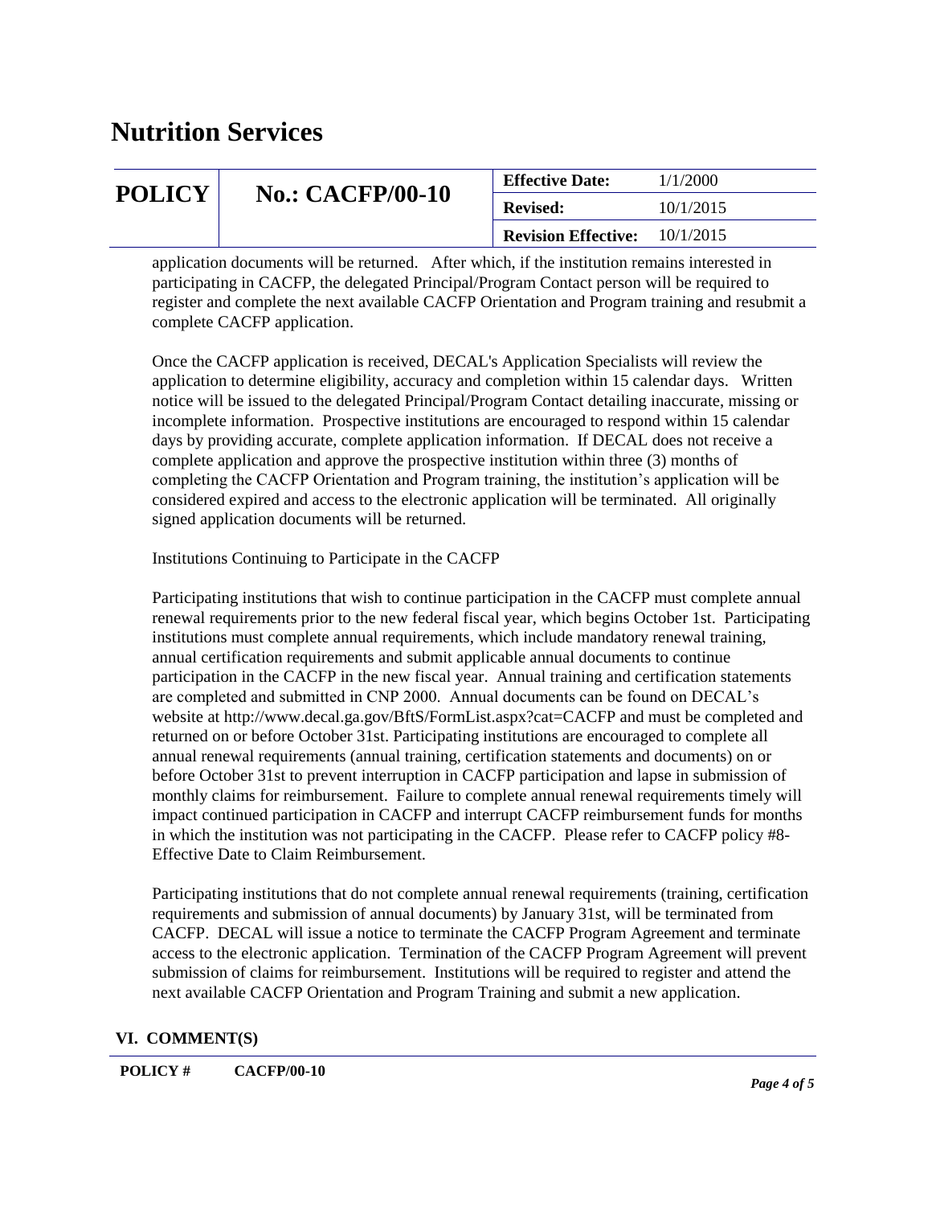application documents will be returned. After which, if the institution remains interested in participating in CACFP, the delegated Principal/Program Contact person will be required to register and complete the next available CACFP Orientation and Program training and resubmit a complete CACFP application.

Once the CACFP application is received, DECAL's Application Specialists will review the application to determine eligibility, accuracy and completion within 15 calendar days. Written notice will be issued to the delegated Principal/Program Contact detailing inaccurate, missing or incomplete information. Prospective institutions are encouraged to respond within 15 calendar days by providing accurate, complete application information. If DECAL does not receive a complete application and approve the prospective institution within three (3) months of completing the CACFP Orientation and Program training, the institution's application will be considered expired and access to the electronic application will be terminated. All originally signed application documents will be returned.

Institutions Continuing to Participate in the CACFP

Participating institutions that wish to continue participation in the CACFP must complete annual renewal requirements prior to the new federal fiscal year, which begins October 1st. Participating institutions must complete annual requirements, which include mandatory renewal training, annual certification requirements and submit applicable annual documents to continue participation in the CACFP in the new fiscal year. Annual training and certification statements are completed and submitted in CNP 2000. Annual documents can be found on DECAL's website at http://www.decal.ga.gov/BftS/FormList.aspx?cat=CACFP and must be completed and returned on or before October 31st. Participating institutions are encouraged to complete all annual renewal requirements (annual training, certification statements and documents) on or before October 31st to prevent interruption in CACFP participation and lapse in submission of monthly claims for reimbursement. Failure to complete annual renewal requirements timely will impact continued participation in CACFP and interrupt CACFP reimbursement funds for months in which the institution was not participating in the CACFP. Please refer to CACFP policy #8- Effective Date to Claim Reimbursement.

Participating institutions that do not complete annual renewal requirements (training, certification requirements and submission of annual documents) by January 31st, will be terminated from CACFP. DECAL will issue a notice to terminate the CACFP Program Agreement and terminate access to the electronic application. Termination of the CACFP Program Agreement will prevent submission of claims for reimbursement. Institutions will be required to register and attend the next available CACFP Orientation and Program Training and submit a new application.

## VI. COMMENT(S)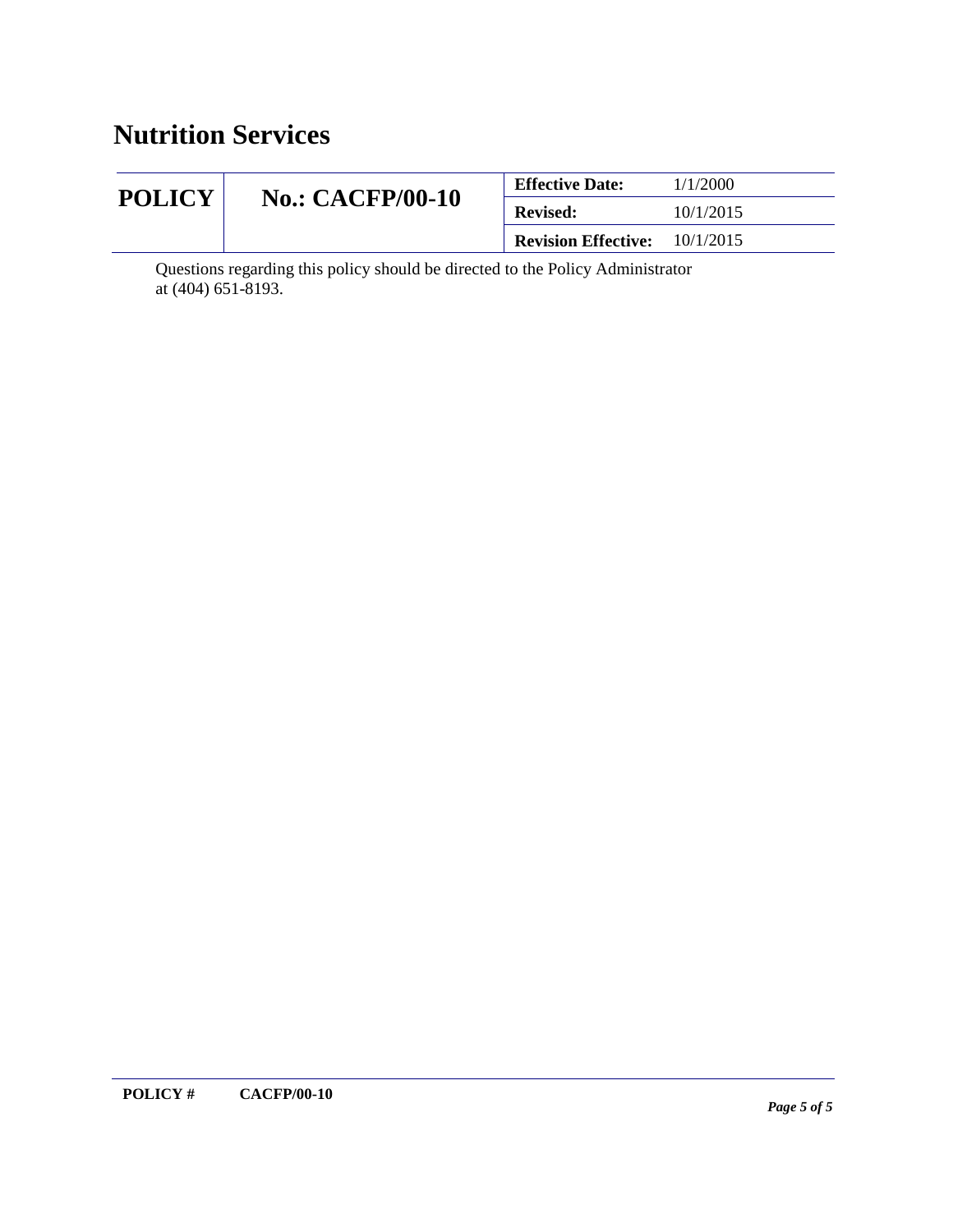# Nutrition Services

| | | | |
|---|---|---|---|
| **POLICY** | **No.: CACFP/00-10** | **Effective Date:** | 1/1/2000 |
| | | **Revised:** | 10/1/2015 |
| | | **Revision Effective:** | 10/1/2015 |

Questions regarding this policy should be directed to the Policy Administrator at (404) 651-8193.